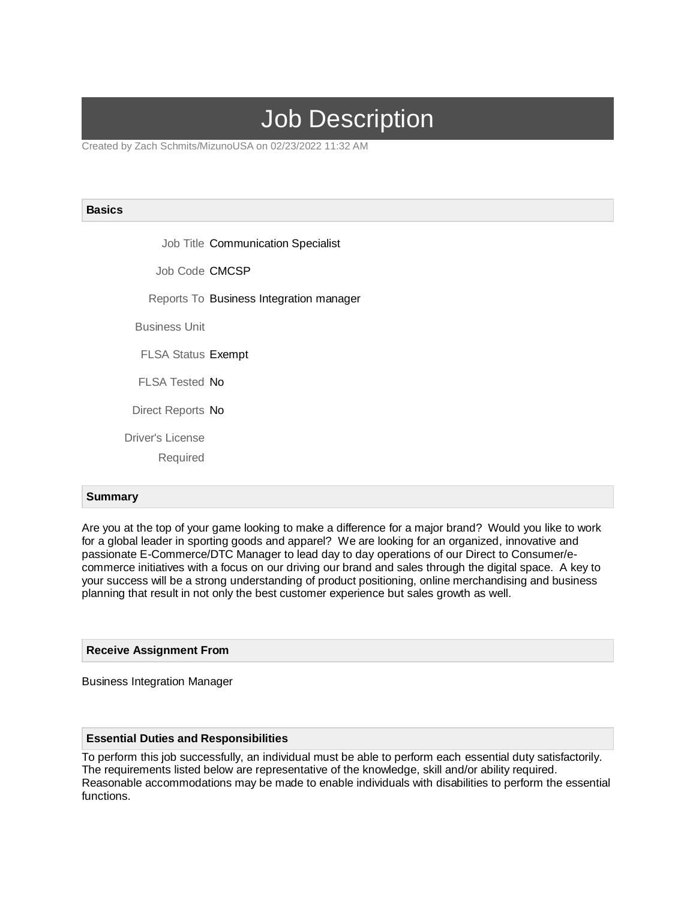# Job Description

Created by Zach Schmits/MizunoUSA on 02/23/2022 11:32 AM

## Basics

| | |
|---|---|
| Job Title | Communication Specialist |
| Job Code | CMCSP |
| Reports To | Business Integration manager |
| Business Unit | |
| FLSA Status | Exempt |
| FLSA Tested | No |
| Direct Reports | No |
| Driver's License Required | |

## Summary

Are you at the top of your game looking to make a difference for a major brand? Would you like to work for a global leader in sporting goods and apparel? We are looking for an organized, innovative and passionate E-Commerce/DTC Manager to lead day to day operations of our Direct to Consumer/e-commerce initiatives with a focus on our driving our brand and sales through the digital space. A key to your success will be a strong understanding of product positioning, online merchandising and business planning that result in not only the best customer experience but sales growth as well.

## Receive Assignment From

Business Integration Manager

## Essential Duties and Responsibilities

To perform this job successfully, an individual must be able to perform each essential duty satisfactorily. The requirements listed below are representative of the knowledge, skill and/or ability required. Reasonable accommodations may be made to enable individuals with disabilities to perform the essential functions.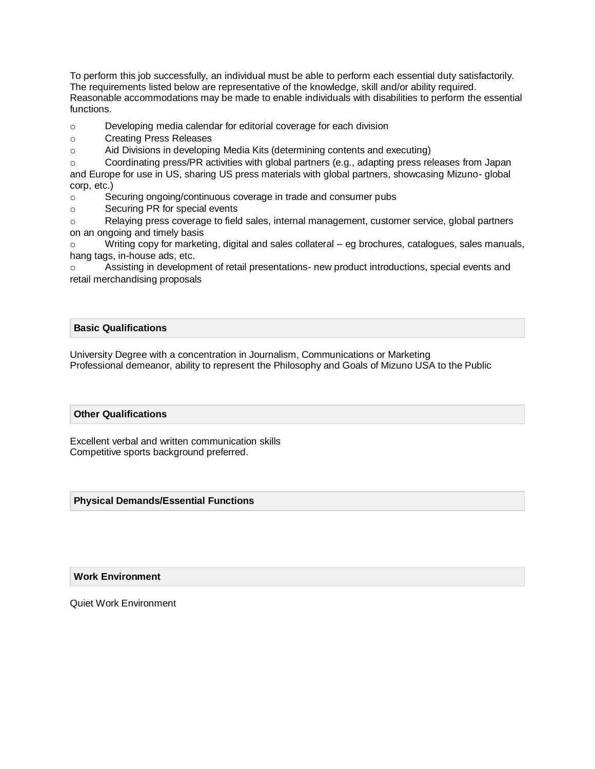To perform this job successfully, an individual must be able to perform each essential duty satisfactorily. The requirements listed below are representative of the knowledge, skill and/or ability required. Reasonable accommodations may be made to enable individuals with disabilities to perform the essential functions.

- Developing media calendar for editorial coverage for each division
- Creating Press Releases
- Aid Divisions in developing Media Kits (determining contents and executing)
- Coordinating press/PR activities with global partners (e.g., adapting press releases from Japan and Europe for use in US, sharing US press materials with global partners, showcasing Mizuno- global corp, etc.)
- Securing ongoing/continuous coverage in trade and consumer pubs
- Securing PR for special events
- Relaying press coverage to field sales, internal management, customer service, global partners on an ongoing and timely basis
- Writing copy for marketing, digital and sales collateral – eg brochures, catalogues, sales manuals, hang tags, in-house ads, etc.
- Assisting in development of retail presentations- new product introductions, special events and retail merchandising proposals

## Basic Qualifications

University Degree with a concentration in Journalism, Communications or Marketing
Professional demeanor, ability to represent the Philosophy and Goals of Mizuno USA to the Public

## Other Qualifications

Excellent verbal and written communication skills
Competitive sports background preferred.

## Physical Demands/Essential Functions

## Work Environment

Quiet Work Environment